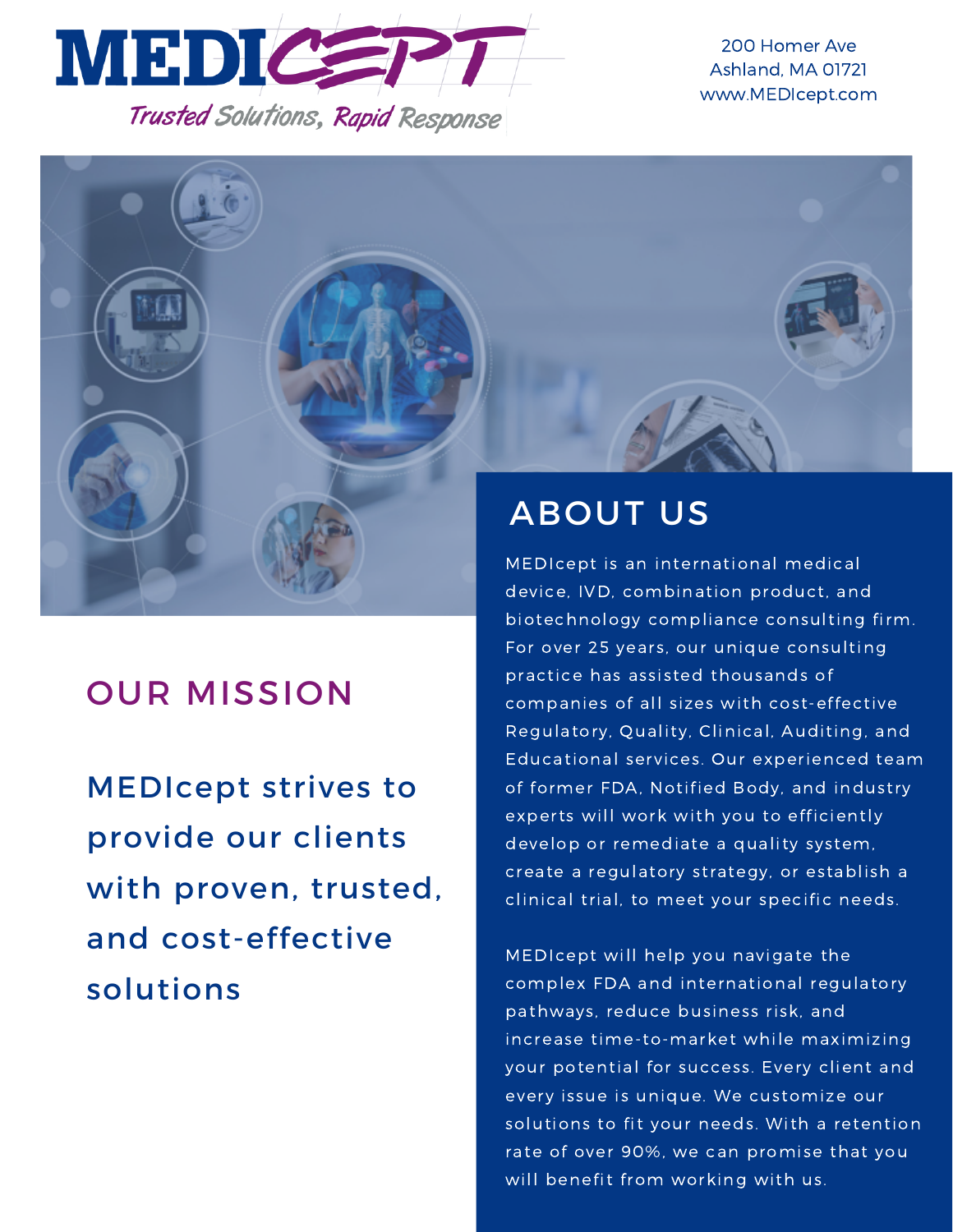# MEDICEPT

*Trusted Solutions, Rapid Response*

200 Homer Ave
Ashland, MA 01721
www.MEDIcept.com

## ABOUT US

MEDIcept is an international medical device, IVD, combination product, and biotechnology compliance consulting firm. For over 25 years, our unique consulting practice has assisted thousands of companies of all sizes with cost-effective Regulatory, Quality, Clinical, Auditing, and Educational services. Our experienced team of former FDA, Notified Body, and industry experts will work with you to efficiently develop or remediate a quality system, create a regulatory strategy, or establish a clinical trial, to meet your specific needs.

MEDIcept will help you navigate the complex FDA and international regulatory pathways, reduce business risk, and increase time-to-market while maximizing your potential for success. Every client and every issue is unique. We customize our solutions to fit your needs. With a retention rate of over 90%, we can promise that you will benefit from working with us.

## OUR MISSION

MEDIcept strives to provide our clients with proven, trusted, and cost-effective solutions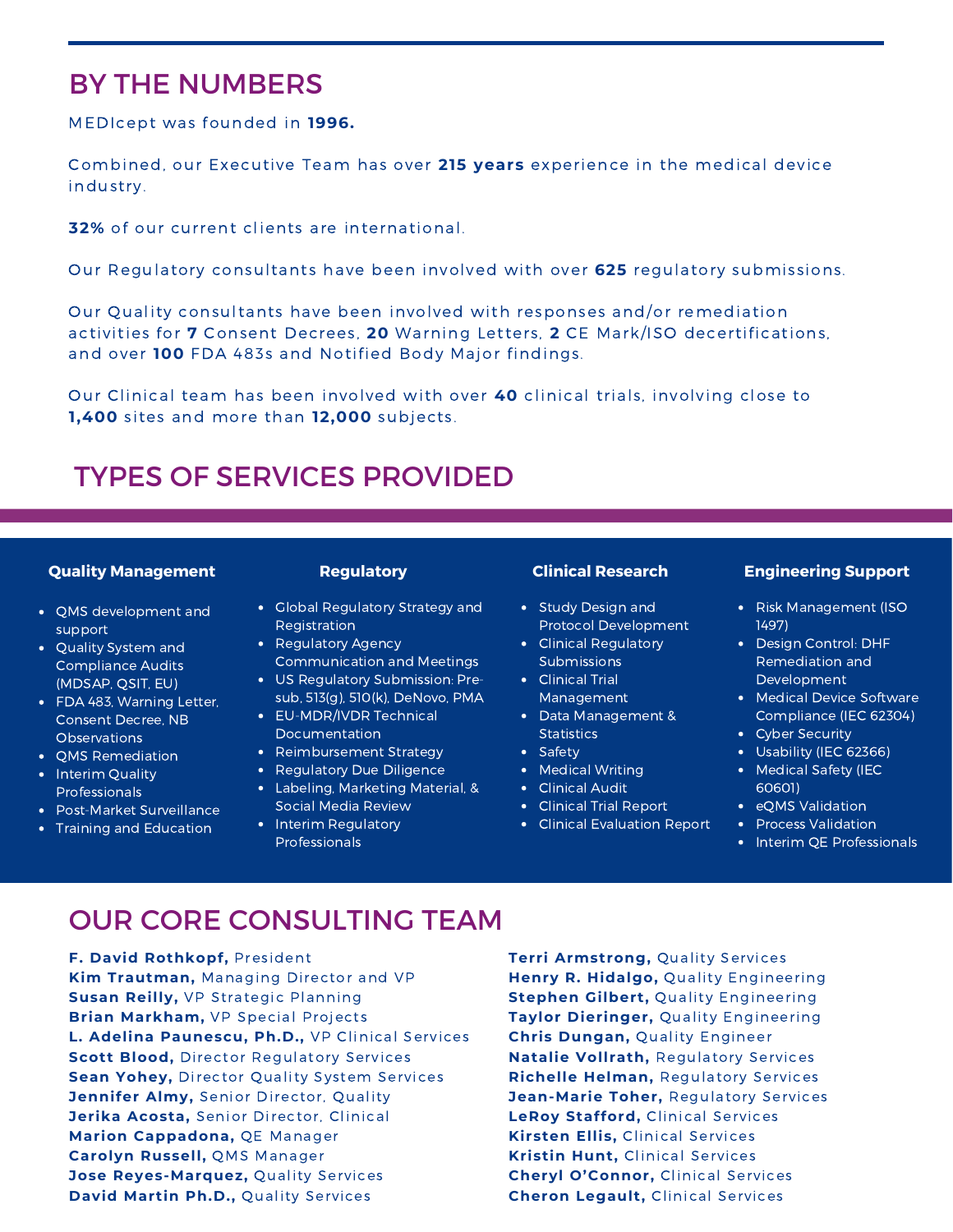## BY THE NUMBERS

MEDIcept was founded in **1996.**

Combined, our Executive Team has over **215 years** experience in the medical device industry.

**32%** of our current clients are international.

Our Regulatory consultants have been involved with over **625** regulatory submissions.

Our Quality consultants have been involved with responses and/or remediation activities for **7** Consent Decrees, **20** Warning Letters, **2** CE Mark/ISO decertifications, and over **100** FDA 483s and Notified Body Major findings.

Our Clinical team has been involved with over **40** clinical trials, involving close to **1,400** sites and more than **12,000** subjects.

## TYPES OF SERVICES PROVIDED

### Quality Management

- QMS development and support
- Quality System and Compliance Audits (MDSAP, QSIT, EU)
- FDA 483, Warning Letter, Consent Decree, NB Observations
- QMS Remediation
- Interim Quality Professionals
- Post-Market Surveillance
- Training and Education

### Regulatory

- Global Regulatory Strategy and Registration
- Regulatory Agency Communication and Meetings
- US Regulatory Submission: Pre-sub, 513(g), 510(k), DeNovo, PMA
- EU-MDR/IVDR Technical Documentation
- Reimbursement Strategy
- Regulatory Due Diligence
- Labeling, Marketing Material, & Social Media Review
- Interim Regulatory Professionals

### Clinical Research

- Study Design and Protocol Development
- Clinical Regulatory Submissions
- Clinical Trial Management
- Data Management & Statistics
- Safety
- Medical Writing
- Clinical Audit
- Clinical Trial Report
- Clinical Evaluation Report

### Engineering Support

- Risk Management (ISO 1497)
- Design Control: DHF Remediation and Development
- Medical Device Software Compliance (IEC 62304)
- Cyber Security
- Usability (IEC 62366)
- Medical Safety (IEC 60601)
- eQMS Validation
- Process Validation
- Interim QE Professionals

## OUR CORE CONSULTING TEAM

**F. David Rothkopf,** President
**Kim Trautman,** Managing Director and VP
**Susan Reilly,** VP Strategic Planning
**Brian Markham,** VP Special Projects
**L. Adelina Paunescu, Ph.D.,** VP Clinical Services
**Scott Blood,** Director Regulatory Services
**Sean Yohey,** Director Quality System Services
**Jennifer Almy,** Senior Director, Quality
**Jerika Acosta,** Senior Director, Clinical
**Marion Cappadona,** QE Manager
**Carolyn Russell,** QMS Manager
**Jose Reyes-Marquez,** Quality Services
**David Martin Ph.D.,** Quality Services
**Terri Armstrong,** Quality Services
**Henry R. Hidalgo,** Quality Engineering
**Stephen Gilbert,** Quality Engineering
**Taylor Dieringer,** Quality Engineering
**Chris Dungan,** Quality Engineer
**Natalie Vollrath,** Regulatory Services
**Richelle Helman,** Regulatory Services
**Jean-Marie Toher,** Regulatory Services
**LeRoy Stafford,** Clinical Services
**Kirsten Ellis,** Clinical Services
**Kristin Hunt,** Clinical Services
**Cheryl O'Connor,** Clinical Services
**Cheron Legault,** Clinical Services